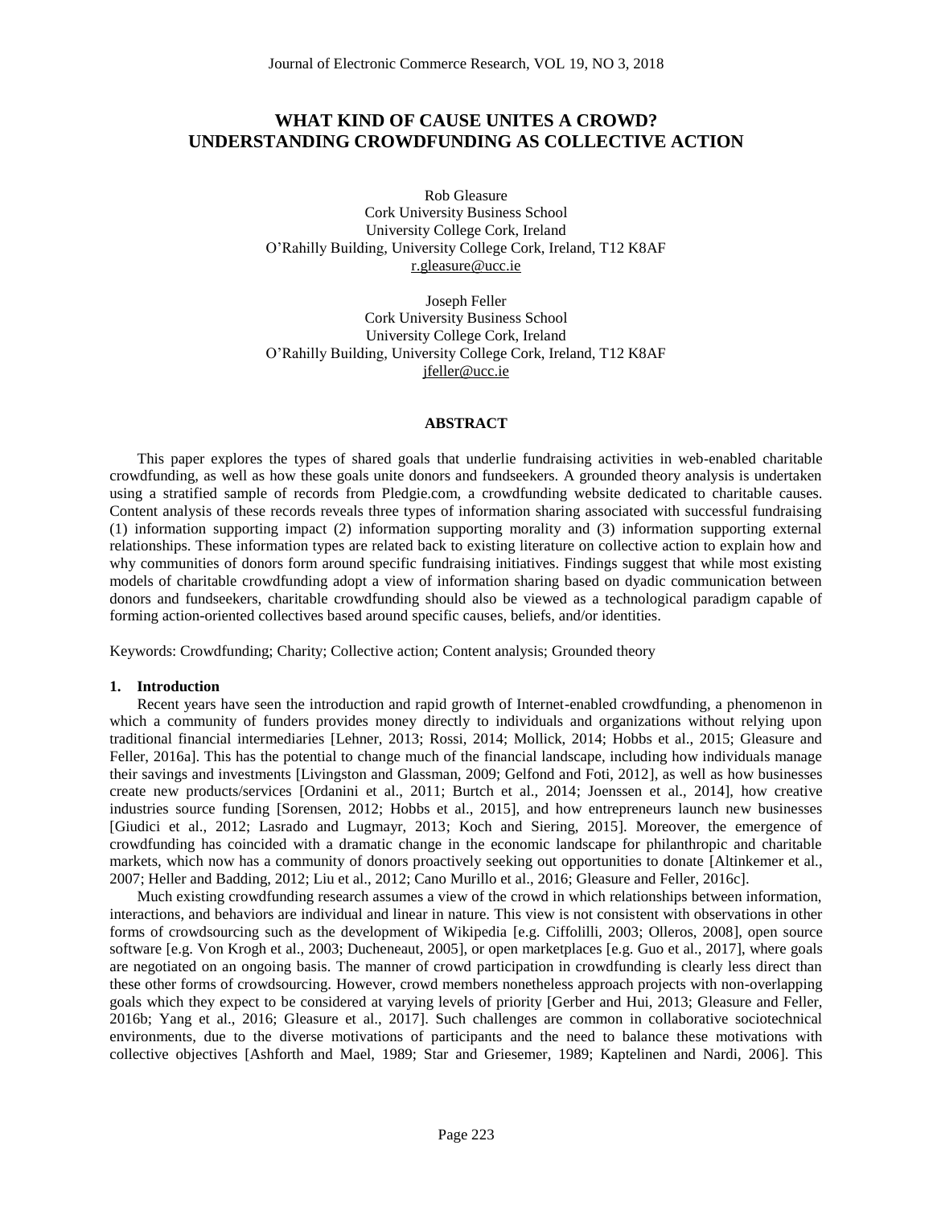# WHAT KIND OF CAUSE UNITES A CROWD? UNDERSTANDING CROWDFUNDING AS COLLECTIVE ACTION

Rob Gleasure
Cork University Business School
University College Cork, Ireland
O'Rahilly Building, University College Cork, Ireland, T12 K8AF
r.gleasure@ucc.ie

Joseph Feller
Cork University Business School
University College Cork, Ireland
O'Rahilly Building, University College Cork, Ireland, T12 K8AF
jfeller@ucc.ie

## ABSTRACT

This paper explores the types of shared goals that underlie fundraising activities in web-enabled charitable crowdfunding, as well as how these goals unite donors and fundseekers. A grounded theory analysis is undertaken using a stratified sample of records from Pledgie.com, a crowdfunding website dedicated to charitable causes. Content analysis of these records reveals three types of information sharing associated with successful fundraising (1) information supporting impact (2) information supporting morality and (3) information supporting external relationships. These information types are related back to existing literature on collective action to explain how and why communities of donors form around specific fundraising initiatives. Findings suggest that while most existing models of charitable crowdfunding adopt a view of information sharing based on dyadic communication between donors and fundseekers, charitable crowdfunding should also be viewed as a technological paradigm capable of forming action-oriented collectives based around specific causes, beliefs, and/or identities.

Keywords: Crowdfunding; Charity; Collective action; Content analysis; Grounded theory

## 1. Introduction

Recent years have seen the introduction and rapid growth of Internet-enabled crowdfunding, a phenomenon in which a community of funders provides money directly to individuals and organizations without relying upon traditional financial intermediaries [Lehner, 2013; Rossi, 2014; Mollick, 2014; Hobbs et al., 2015; Gleasure and Feller, 2016a]. This has the potential to change much of the financial landscape, including how individuals manage their savings and investments [Livingston and Glassman, 2009; Gelfond and Foti, 2012], as well as how businesses create new products/services [Ordanini et al., 2011; Burtch et al., 2014; Joenssen et al., 2014], how creative industries source funding [Sorensen, 2012; Hobbs et al., 2015], and how entrepreneurs launch new businesses [Giudici et al., 2012; Lasrado and Lugmayr, 2013; Koch and Siering, 2015]. Moreover, the emergence of crowdfunding has coincided with a dramatic change in the economic landscape for philanthropic and charitable markets, which now has a community of donors proactively seeking out opportunities to donate [Altinkemer et al., 2007; Heller and Badding, 2012; Liu et al., 2012; Cano Murillo et al., 2016; Gleasure and Feller, 2016c].

Much existing crowdfunding research assumes a view of the crowd in which relationships between information, interactions, and behaviors are individual and linear in nature. This view is not consistent with observations in other forms of crowdsourcing such as the development of Wikipedia [e.g. Ciffolilli, 2003; Olleros, 2008], open source software [e.g. Von Krogh et al., 2003; Ducheneaut, 2005], or open marketplaces [e.g. Guo et al., 2017], where goals are negotiated on an ongoing basis. The manner of crowd participation in crowdfunding is clearly less direct than these other forms of crowdsourcing. However, crowd members nonetheless approach projects with non-overlapping goals which they expect to be considered at varying levels of priority [Gerber and Hui, 2013; Gleasure and Feller, 2016b; Yang et al., 2016; Gleasure et al., 2017]. Such challenges are common in collaborative sociotechnical environments, due to the diverse motivations of participants and the need to balance these motivations with collective objectives [Ashforth and Mael, 1989; Star and Griesemer, 1989; Kaptelinen and Nardi, 2006]. This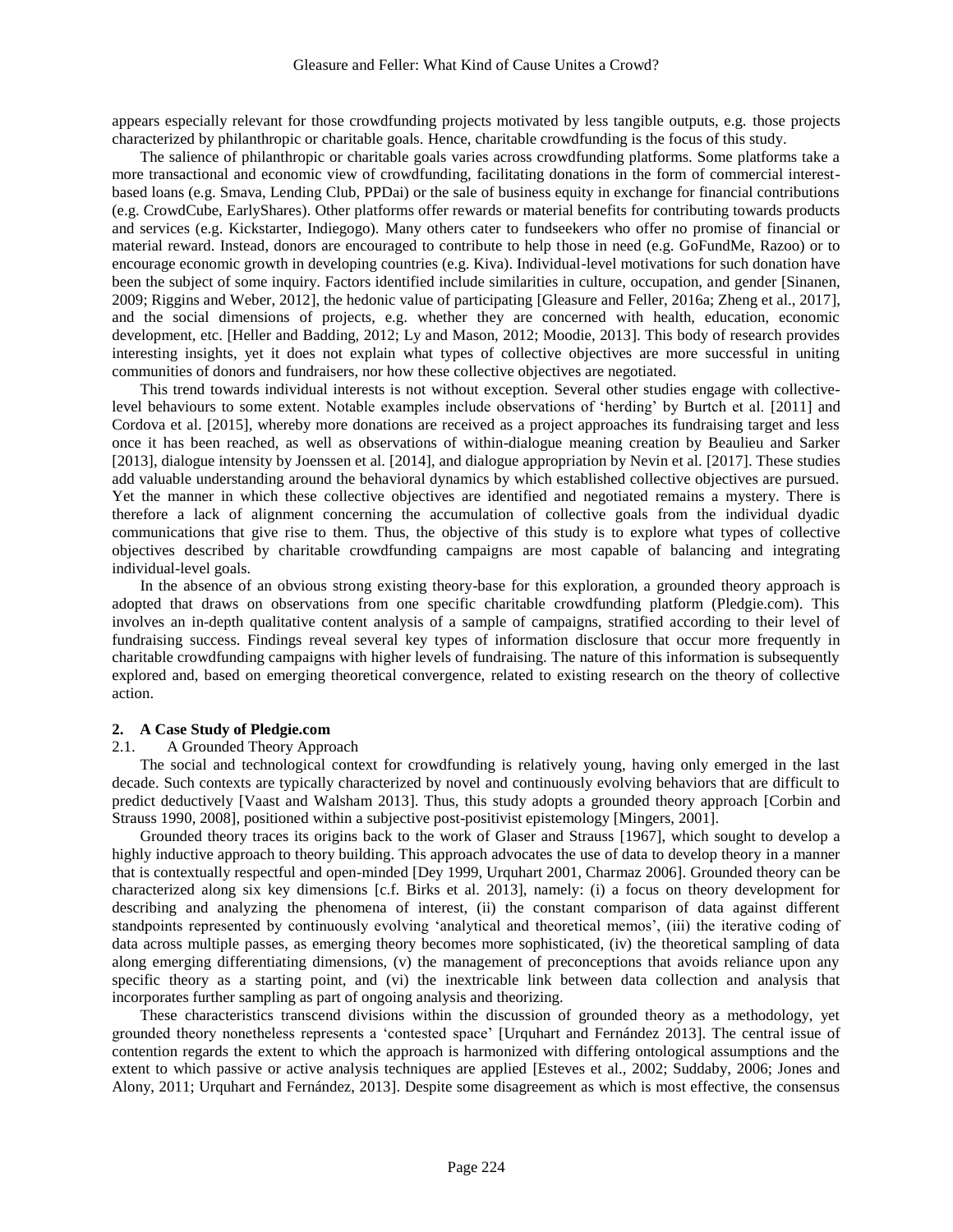appears especially relevant for those crowdfunding projects motivated by less tangible outputs, e.g. those projects characterized by philanthropic or charitable goals. Hence, charitable crowdfunding is the focus of this study.

The salience of philanthropic or charitable goals varies across crowdfunding platforms. Some platforms take a more transactional and economic view of crowdfunding, facilitating donations in the form of commercial interest-based loans (e.g. Smava, Lending Club, PPDai) or the sale of business equity in exchange for financial contributions (e.g. CrowdCube, EarlyShares). Other platforms offer rewards or material benefits for contributing towards products and services (e.g. Kickstarter, Indiegogo). Many others cater to fundseekers who offer no promise of financial or material reward. Instead, donors are encouraged to contribute to help those in need (e.g. GoFundMe, Razoo) or to encourage economic growth in developing countries (e.g. Kiva). Individual-level motivations for such donation have been the subject of some inquiry. Factors identified include similarities in culture, occupation, and gender [Sinanen, 2009; Riggins and Weber, 2012], the hedonic value of participating [Gleasure and Feller, 2016a; Zheng et al., 2017], and the social dimensions of projects, e.g. whether they are concerned with health, education, economic development, etc. [Heller and Badding, 2012; Ly and Mason, 2012; Moodie, 2013]. This body of research provides interesting insights, yet it does not explain what types of collective objectives are more successful in uniting communities of donors and fundraisers, nor how these collective objectives are negotiated.

This trend towards individual interests is not without exception. Several other studies engage with collective-level behaviours to some extent. Notable examples include observations of 'herding' by Burtch et al. [2011] and Cordova et al. [2015], whereby more donations are received as a project approaches its fundraising target and less once it has been reached, as well as observations of within-dialogue meaning creation by Beaulieu and Sarker [2013], dialogue intensity by Joenssen et al. [2014], and dialogue appropriation by Nevin et al. [2017]. These studies add valuable understanding around the behavioral dynamics by which established collective objectives are pursued. Yet the manner in which these collective objectives are identified and negotiated remains a mystery. There is therefore a lack of alignment concerning the accumulation of collective goals from the individual dyadic communications that give rise to them. Thus, the objective of this study is to explore what types of collective objectives described by charitable crowdfunding campaigns are most capable of balancing and integrating individual-level goals.

In the absence of an obvious strong existing theory-base for this exploration, a grounded theory approach is adopted that draws on observations from one specific charitable crowdfunding platform (Pledgie.com). This involves an in-depth qualitative content analysis of a sample of campaigns, stratified according to their level of fundraising success. Findings reveal several key types of information disclosure that occur more frequently in charitable crowdfunding campaigns with higher levels of fundraising. The nature of this information is subsequently explored and, based on emerging theoretical convergence, related to existing research on the theory of collective action.

## 2. A Case Study of Pledgie.com

### 2.1. A Grounded Theory Approach

The social and technological context for crowdfunding is relatively young, having only emerged in the last decade. Such contexts are typically characterized by novel and continuously evolving behaviors that are difficult to predict deductively [Vaast and Walsham 2013]. Thus, this study adopts a grounded theory approach [Corbin and Strauss 1990, 2008], positioned within a subjective post-positivist epistemology [Mingers, 2001].

Grounded theory traces its origins back to the work of Glaser and Strauss [1967], which sought to develop a highly inductive approach to theory building. This approach advocates the use of data to develop theory in a manner that is contextually respectful and open-minded [Dey 1999, Urquhart 2001, Charmaz 2006]. Grounded theory can be characterized along six key dimensions [c.f. Birks et al. 2013], namely: (i) a focus on theory development for describing and analyzing the phenomena of interest, (ii) the constant comparison of data against different standpoints represented by continuously evolving 'analytical and theoretical memos', (iii) the iterative coding of data across multiple passes, as emerging theory becomes more sophisticated, (iv) the theoretical sampling of data along emerging differentiating dimensions, (v) the management of preconceptions that avoids reliance upon any specific theory as a starting point, and (vi) the inextricable link between data collection and analysis that incorporates further sampling as part of ongoing analysis and theorizing.

These characteristics transcend divisions within the discussion of grounded theory as a methodology, yet grounded theory nonetheless represents a 'contested space' [Urquhart and Fernández 2013]. The central issue of contention regards the extent to which the approach is harmonized with differing ontological assumptions and the extent to which passive or active analysis techniques are applied [Esteves et al., 2002; Suddaby, 2006; Jones and Alony, 2011; Urquhart and Fernández, 2013]. Despite some disagreement as which is most effective, the consensus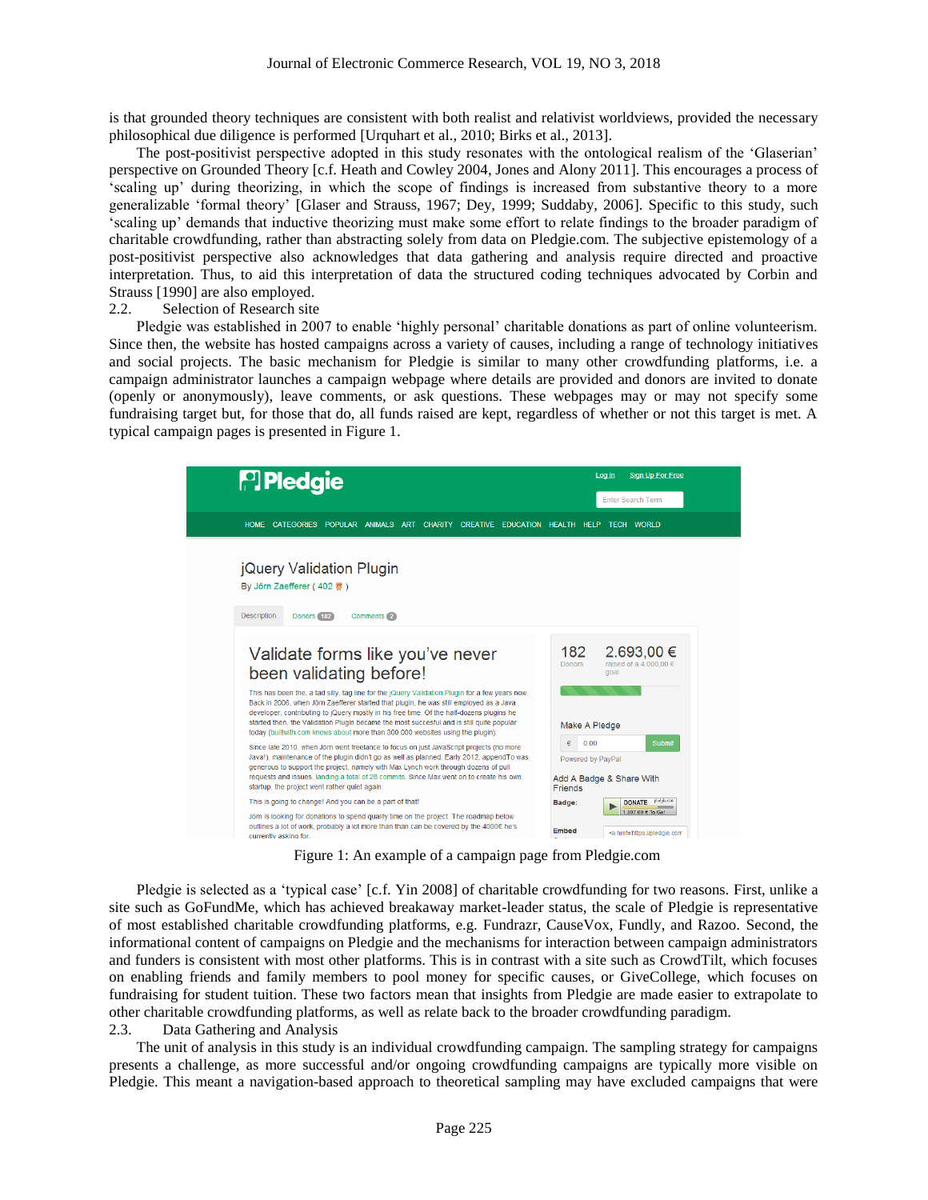is that grounded theory techniques are consistent with both realist and relativist worldviews, provided the necessary philosophical due diligence is performed [Urquhart et al., 2010; Birks et al., 2013].

The post-positivist perspective adopted in this study resonates with the ontological realism of the 'Glaserian' perspective on Grounded Theory [c.f. Heath and Cowley 2004, Jones and Alony 2011]. This encourages a process of 'scaling up' during theorizing, in which the scope of findings is increased from substantive theory to a more generalizable 'formal theory' [Glaser and Strauss, 1967; Dey, 1999; Suddaby, 2006]. Specific to this study, such 'scaling up' demands that inductive theorizing must make some effort to relate findings to the broader paradigm of charitable crowdfunding, rather than abstracting solely from data on Pledgie.com. The subjective epistemology of a post-positivist perspective also acknowledges that data gathering and analysis require directed and proactive interpretation. Thus, to aid this interpretation of data the structured coding techniques advocated by Corbin and Strauss [1990] are also employed.

## 2.2. Selection of Research site

Pledgie was established in 2007 to enable 'highly personal' charitable donations as part of online volunteerism. Since then, the website has hosted campaigns across a variety of causes, including a range of technology initiatives and social projects. The basic mechanism for Pledgie is similar to many other crowdfunding platforms, i.e. a campaign administrator launches a campaign webpage where details are provided and donors are invited to donate (openly or anonymously), leave comments, or ask questions. These webpages may or may not specify some fundraising target but, for those that do, all funds raised are kept, regardless of whether or not this target is met. A typical campaign pages is presented in Figure 1.

Figure 1: An example of a campaign page from Pledgie.com

Pledgie is selected as a 'typical case' [c.f. Yin 2008] of charitable crowdfunding for two reasons. First, unlike a site such as GoFundMe, which has achieved breakaway market-leader status, the scale of Pledgie is representative of most established charitable crowdfunding platforms, e.g. Fundrazr, CauseVox, Fundly, and Razoo. Second, the informational content of campaigns on Pledgie and the mechanisms for interaction between campaign administrators and funders is consistent with most other platforms. This is in contrast with a site such as CrowdTilt, which focuses on enabling friends and family members to pool money for specific causes, or GiveCollege, which focuses on fundraising for student tuition. These two factors mean that insights from Pledgie are made easier to extrapolate to other charitable crowdfunding platforms, as well as relate back to the broader crowdfunding paradigm.

## 2.3. Data Gathering and Analysis

The unit of analysis in this study is an individual crowdfunding campaign. The sampling strategy for campaigns presents a challenge, as more successful and/or ongoing crowdfunding campaigns are typically more visible on Pledgie. This meant a navigation-based approach to theoretical sampling may have excluded campaigns that were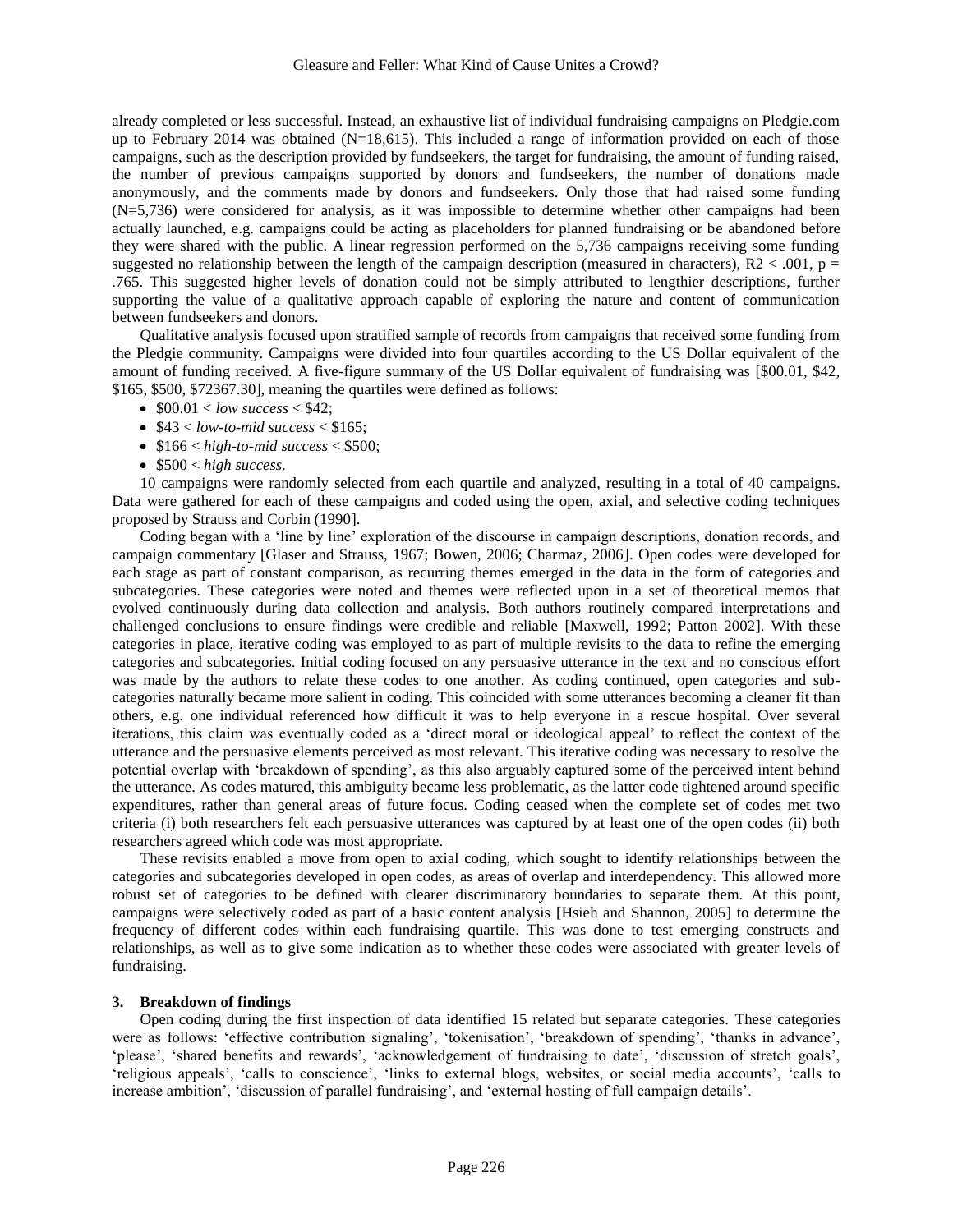already completed or less successful. Instead, an exhaustive list of individual fundraising campaigns on Pledgie.com up to February 2014 was obtained (N=18,615). This included a range of information provided on each of those campaigns, such as the description provided by fundseekers, the target for fundraising, the amount of funding raised, the number of previous campaigns supported by donors and fundseekers, the number of donations made anonymously, and the comments made by donors and fundseekers. Only those that had raised some funding (N=5,736) were considered for analysis, as it was impossible to determine whether other campaigns had been actually launched, e.g. campaigns could be acting as placeholders for planned fundraising or be abandoned before they were shared with the public. A linear regression performed on the 5,736 campaigns receiving some funding suggested no relationship between the length of the campaign description (measured in characters), $R2 < .001$, $p = .765$. This suggested higher levels of donation could not be simply attributed to lengthier descriptions, further supporting the value of a qualitative approach capable of exploring the nature and content of communication between fundseekers and donors.

Qualitative analysis focused upon stratified sample of records from campaigns that received some funding from the Pledgie community. Campaigns were divided into four quartiles according to the US Dollar equivalent of the amount of funding received. A five-figure summary of the US Dollar equivalent of fundraising was [$00.01, $42, $165, $500, $72367.30], meaning the quartiles were defined as follows:

- $00.01 < *low success* < $42;
- $43 < *low-to-mid success* < $165;
- $166 < *high-to-mid success* < $500;
- $500 < *high success*.

10 campaigns were randomly selected from each quartile and analyzed, resulting in a total of 40 campaigns. Data were gathered for each of these campaigns and coded using the open, axial, and selective coding techniques proposed by Strauss and Corbin (1990].

Coding began with a 'line by line' exploration of the discourse in campaign descriptions, donation records, and campaign commentary [Glaser and Strauss, 1967; Bowen, 2006; Charmaz, 2006]. Open codes were developed for each stage as part of constant comparison, as recurring themes emerged in the data in the form of categories and subcategories. These categories were noted and themes were reflected upon in a set of theoretical memos that evolved continuously during data collection and analysis. Both authors routinely compared interpretations and challenged conclusions to ensure findings were credible and reliable [Maxwell, 1992; Patton 2002]. With these categories in place, iterative coding was employed to as part of multiple revisits to the data to refine the emerging categories and subcategories. Initial coding focused on any persuasive utterance in the text and no conscious effort was made by the authors to relate these codes to one another. As coding continued, open categories and sub-categories naturally became more salient in coding. This coincided with some utterances becoming a cleaner fit than others, e.g. one individual referenced how difficult it was to help everyone in a rescue hospital. Over several iterations, this claim was eventually coded as a 'direct moral or ideological appeal' to reflect the context of the utterance and the persuasive elements perceived as most relevant. This iterative coding was necessary to resolve the potential overlap with 'breakdown of spending', as this also arguably captured some of the perceived intent behind the utterance. As codes matured, this ambiguity became less problematic, as the latter code tightened around specific expenditures, rather than general areas of future focus. Coding ceased when the complete set of codes met two criteria (i) both researchers felt each persuasive utterances was captured by at least one of the open codes (ii) both researchers agreed which code was most appropriate.

These revisits enabled a move from open to axial coding, which sought to identify relationships between the categories and subcategories developed in open codes, as areas of overlap and interdependency. This allowed more robust set of categories to be defined with clearer discriminatory boundaries to separate them. At this point, campaigns were selectively coded as part of a basic content analysis [Hsieh and Shannon, 2005] to determine the frequency of different codes within each fundraising quartile. This was done to test emerging constructs and relationships, as well as to give some indication as to whether these codes were associated with greater levels of fundraising.

## 3. Breakdown of findings

Open coding during the first inspection of data identified 15 related but separate categories. These categories were as follows: 'effective contribution signaling', 'tokenisation', 'breakdown of spending', 'thanks in advance', 'please', 'shared benefits and rewards', 'acknowledgement of fundraising to date', 'discussion of stretch goals', 'religious appeals', 'calls to conscience', 'links to external blogs, websites, or social media accounts', 'calls to increase ambition', 'discussion of parallel fundraising', and 'external hosting of full campaign details'.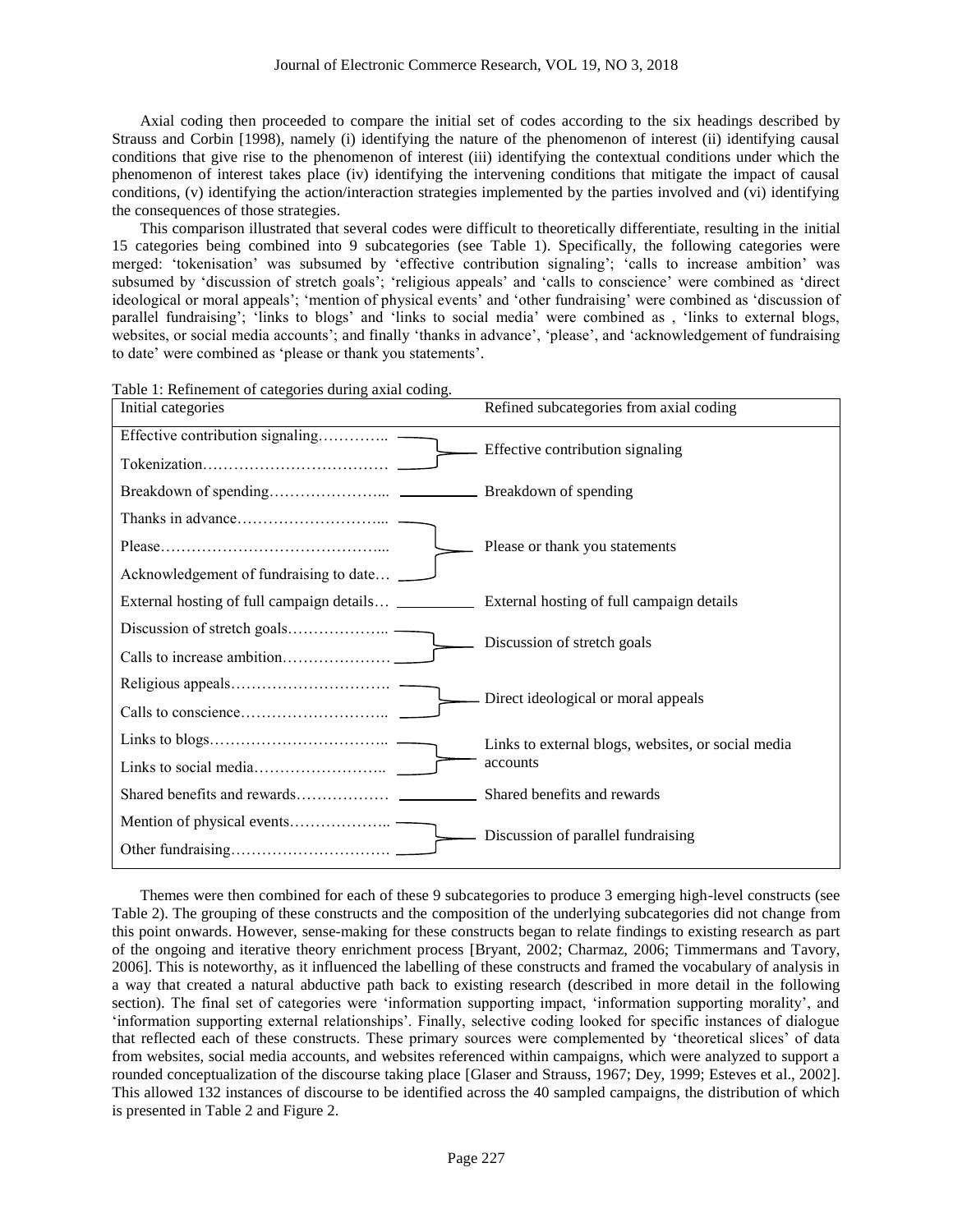Axial coding then proceeded to compare the initial set of codes according to the six headings described by Strauss and Corbin [1998], namely (i) identifying the nature of the phenomenon of interest (ii) identifying causal conditions that give rise to the phenomenon of interest (iii) identifying the contextual conditions under which the phenomenon of interest takes place (iv) identifying the intervening conditions that mitigate the impact of causal conditions, (v) identifying the action/interaction strategies implemented by the parties involved and (vi) identifying the consequences of those strategies.

This comparison illustrated that several codes were difficult to theoretically differentiate, resulting in the initial 15 categories being combined into 9 subcategories (see Table 1). Specifically, the following categories were merged: 'tokenisation' was subsumed by 'effective contribution signaling'; 'calls to increase ambition' was subsumed by 'discussion of stretch goals'; 'religious appeals' and 'calls to conscience' were combined as 'direct ideological or moral appeals'; 'mention of physical events' and 'other fundraising' were combined as 'discussion of parallel fundraising'; 'links to blogs' and 'links to social media' were combined as , 'links to external blogs, websites, or social media accounts'; and finally 'thanks in advance', 'please', and 'acknowledgement of fundraising to date' were combined as 'please or thank you statements'.

Table 1: Refinement of categories during axial coding.

| Initial categories | Refined subcategories from axial coding |
|---|---|
| Effective contribution signaling<br>Tokenization | Effective contribution signaling |
| Breakdown of spending | Breakdown of spending |
| Thanks in advance<br>Please<br>Acknowledgement of fundraising to date | Please or thank you statements |
| External hosting of full campaign details | External hosting of full campaign details |
| Discussion of stretch goals<br>Calls to increase ambition | Discussion of stretch goals |
| Religious appeals<br>Calls to conscience | Direct ideological or moral appeals |
| Links to blogs<br>Links to social media | Links to external blogs, websites, or social media accounts |
| Shared benefits and rewards | Shared benefits and rewards |
| Mention of physical events<br>Other fundraising | Discussion of parallel fundraising |

Themes were then combined for each of these 9 subcategories to produce 3 emerging high-level constructs (see Table 2). The grouping of these constructs and the composition of the underlying subcategories did not change from this point onwards. However, sense-making for these constructs began to relate findings to existing research as part of the ongoing and iterative theory enrichment process [Bryant, 2002; Charmaz, 2006; Timmermans and Tavory, 2006]. This is noteworthy, as it influenced the labelling of these constructs and framed the vocabulary of analysis in a way that created a natural abductive path back to existing research (described in more detail in the following section). The final set of categories were 'information supporting impact, 'information supporting morality', and 'information supporting external relationships'. Finally, selective coding looked for specific instances of dialogue that reflected each of these constructs. These primary sources were complemented by 'theoretical slices' of data from websites, social media accounts, and websites referenced within campaigns, which were analyzed to support a rounded conceptualization of the discourse taking place [Glaser and Strauss, 1967; Dey, 1999; Esteves et al., 2002]. This allowed 132 instances of discourse to be identified across the 40 sampled campaigns, the distribution of which is presented in Table 2 and Figure 2.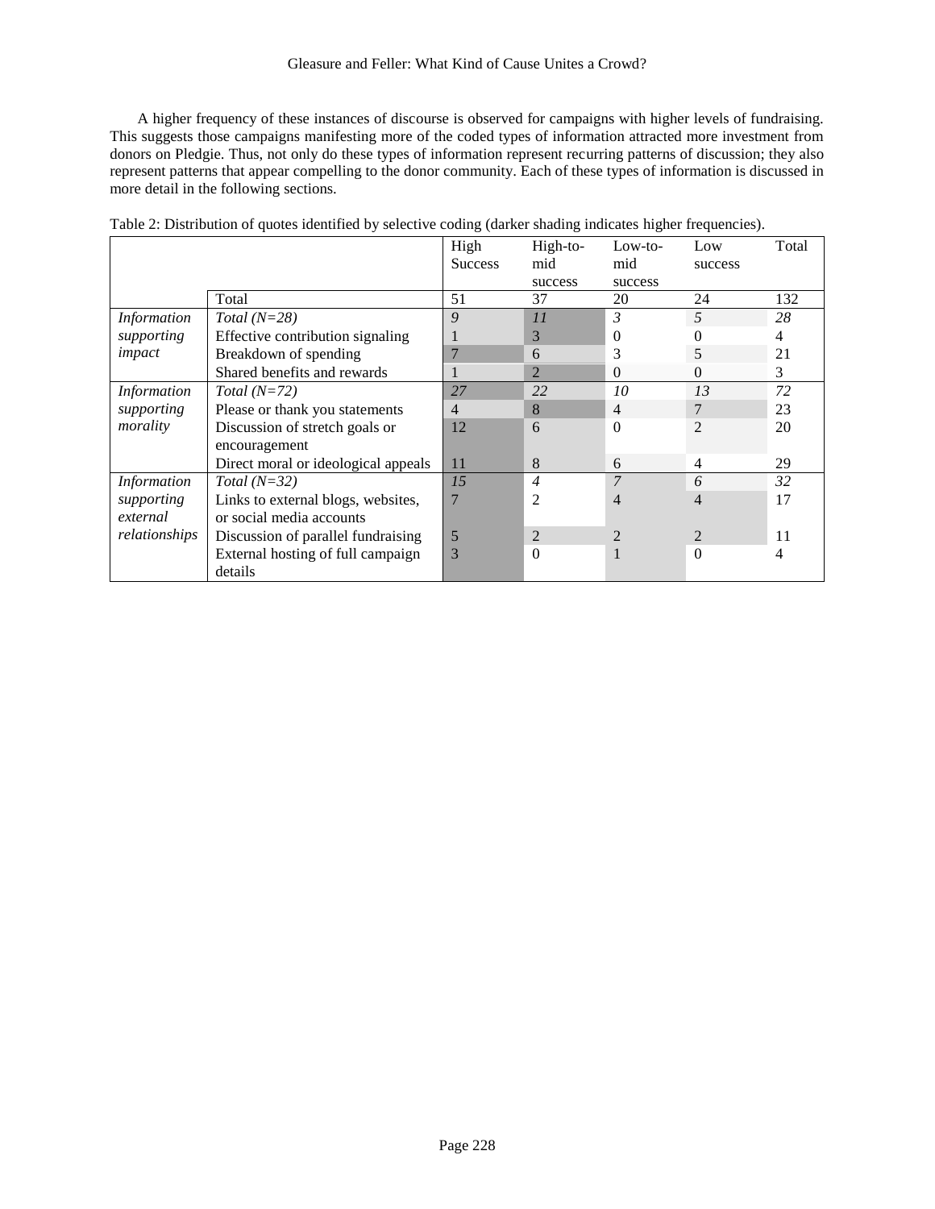A higher frequency of these instances of discourse is observed for campaigns with higher levels of fundraising. This suggests those campaigns manifesting more of the coded types of information attracted more investment from donors on Pledgie. Thus, not only do these types of information represent recurring patterns of discussion; they also represent patterns that appear compelling to the donor community. Each of these types of information is discussed in more detail in the following sections.

Table 2: Distribution of quotes identified by selective coding (darker shading indicates higher frequencies).

| | | High Success | High-to-mid success | Low-to-mid success | Low success | Total |
|---|---|---|---|---|---|---|
| | Total | 51 | 37 | 20 | 24 | 132 |
| *Information supporting impact* | *Total (N=28)* | *9* | *11* | *3* | *5* | *28* |
| | Effective contribution signaling | 1 | 3 | 0 | 0 | 4 |
| | Breakdown of spending | 7 | 6 | 3 | 5 | 21 |
| | Shared benefits and rewards | 1 | 2 | 0 | 0 | 3 |
| *Information supporting morality* | *Total (N=72)* | *27* | *22* | *10* | *13* | *72* |
| | Please or thank you statements | 4 | 8 | 4 | 7 | 23 |
| | Discussion of stretch goals or encouragement | 12 | 6 | 0 | 2 | 20 |
| | Direct moral or ideological appeals | 11 | 8 | 6 | 4 | 29 |
| *Information supporting external relationships* | *Total (N=32)* | *15* | *4* | *7* | *6* | *32* |
| | Links to external blogs, websites, or social media accounts | 7 | 2 | 4 | 4 | 17 |
| | Discussion of parallel fundraising | 5 | 2 | 2 | 2 | 11 |
| | External hosting of full campaign details | 3 | 0 | 1 | 0 | 4 |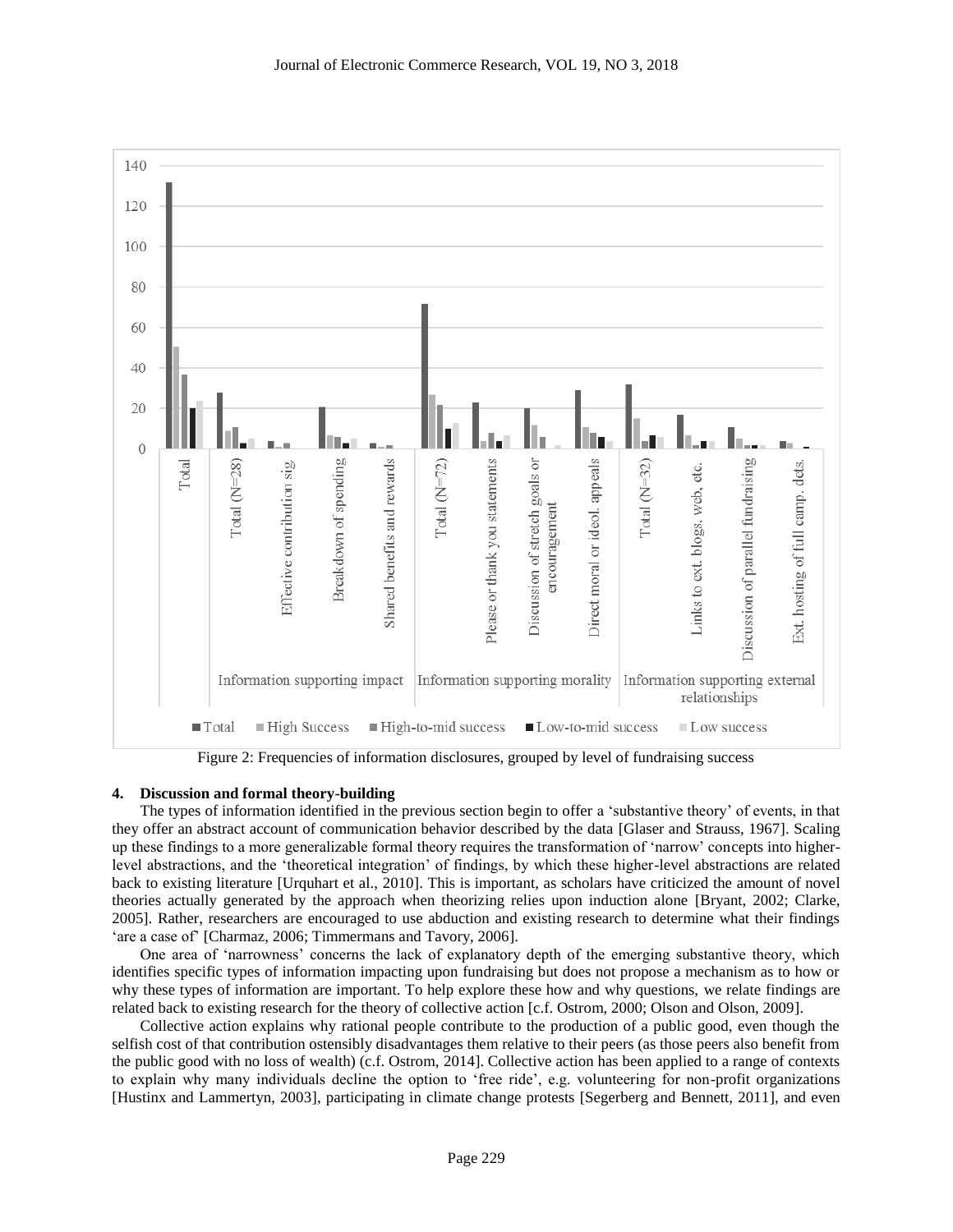Figure 2: Frequencies of information disclosures, grouped by level of fundraising success

## 4. Discussion and formal theory-building

The types of information identified in the previous section begin to offer a 'substantive theory' of events, in that they offer an abstract account of communication behavior described by the data [Glaser and Strauss, 1967]. Scaling up these findings to a more generalizable formal theory requires the transformation of 'narrow' concepts into higher-level abstractions, and the 'theoretical integration' of findings, by which these higher-level abstractions are related back to existing literature [Urquhart et al., 2010]. This is important, as scholars have criticized the amount of novel theories actually generated by the approach when theorizing relies upon induction alone [Bryant, 2002; Clarke, 2005]. Rather, researchers are encouraged to use abduction and existing research to determine what their findings 'are a case of' [Charmaz, 2006; Timmermans and Tavory, 2006].

One area of 'narrowness' concerns the lack of explanatory depth of the emerging substantive theory, which identifies specific types of information impacting upon fundraising but does not propose a mechanism as to how or why these types of information are important. To help explore these how and why questions, we relate findings are related back to existing research for the theory of collective action [c.f. Ostrom, 2000; Olson and Olson, 2009].

Collective action explains why rational people contribute to the production of a public good, even though the selfish cost of that contribution ostensibly disadvantages them relative to their peers (as those peers also benefit from the public good with no loss of wealth) (c.f. Ostrom, 2014]. Collective action has been applied to a range of contexts to explain why many individuals decline the option to 'free ride', e.g. volunteering for non-profit organizations [Hustinx and Lammertyn, 2003], participating in climate change protests [Segerberg and Bennett, 2011], and even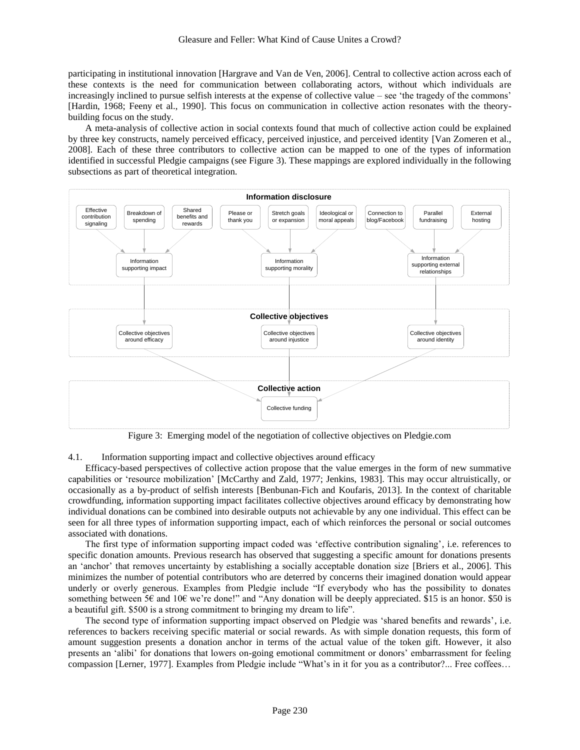participating in institutional innovation [Hargrave and Van de Ven, 2006]. Central to collective action across each of these contexts is the need for communication between collaborating actors, without which individuals are increasingly inclined to pursue selfish interests at the expense of collective value – see 'the tragedy of the commons' [Hardin, 1968; Feeny et al., 1990]. This focus on communication in collective action resonates with the theory-building focus on the study.

A meta-analysis of collective action in social contexts found that much of collective action could be explained by three key constructs, namely perceived efficacy, perceived injustice, and perceived identity [Van Zomeren et al., 2008]. Each of these three contributors to collective action can be mapped to one of the types of information identified in successful Pledgie campaigns (see Figure 3). These mappings are explored individually in the following subsections as part of theoretical integration.

Figure 3: Emerging model of the negotiation of collective objectives on Pledgie.com

### 4.1. Information supporting impact and collective objectives around efficacy

Efficacy-based perspectives of collective action propose that the value emerges in the form of new summative capabilities or 'resource mobilization' [McCarthy and Zald, 1977; Jenkins, 1983]. This may occur altruistically, or occasionally as a by-product of selfish interests [Benbunan-Fich and Koufaris, 2013]. In the context of charitable crowdfunding, information supporting impact facilitates collective objectives around efficacy by demonstrating how individual donations can be combined into desirable outputs not achievable by any one individual. This effect can be seen for all three types of information supporting impact, each of which reinforces the personal or social outcomes associated with donations.

The first type of information supporting impact coded was 'effective contribution signaling', i.e. references to specific donation amounts. Previous research has observed that suggesting a specific amount for donations presents an 'anchor' that removes uncertainty by establishing a socially acceptable donation size [Briers et al., 2006]. This minimizes the number of potential contributors who are deterred by concerns their imagined donation would appear underly or overly generous. Examples from Pledgie include "If everybody who has the possibility to donates something between 5€ and 10€ we're done!" and "Any donation will be deeply appreciated. $15 is an honor. $50 is a beautiful gift. $500 is a strong commitment to bringing my dream to life".

The second type of information supporting impact observed on Pledgie was 'shared benefits and rewards', i.e. references to backers receiving specific material or social rewards. As with simple donation requests, this form of amount suggestion presents a donation anchor in terms of the actual value of the token gift. However, it also presents an 'alibi' for donations that lowers on-going emotional commitment or donors' embarrassment for feeling compassion [Lerner, 1977]. Examples from Pledgie include "What's in it for you as a contributor?... Free coffees…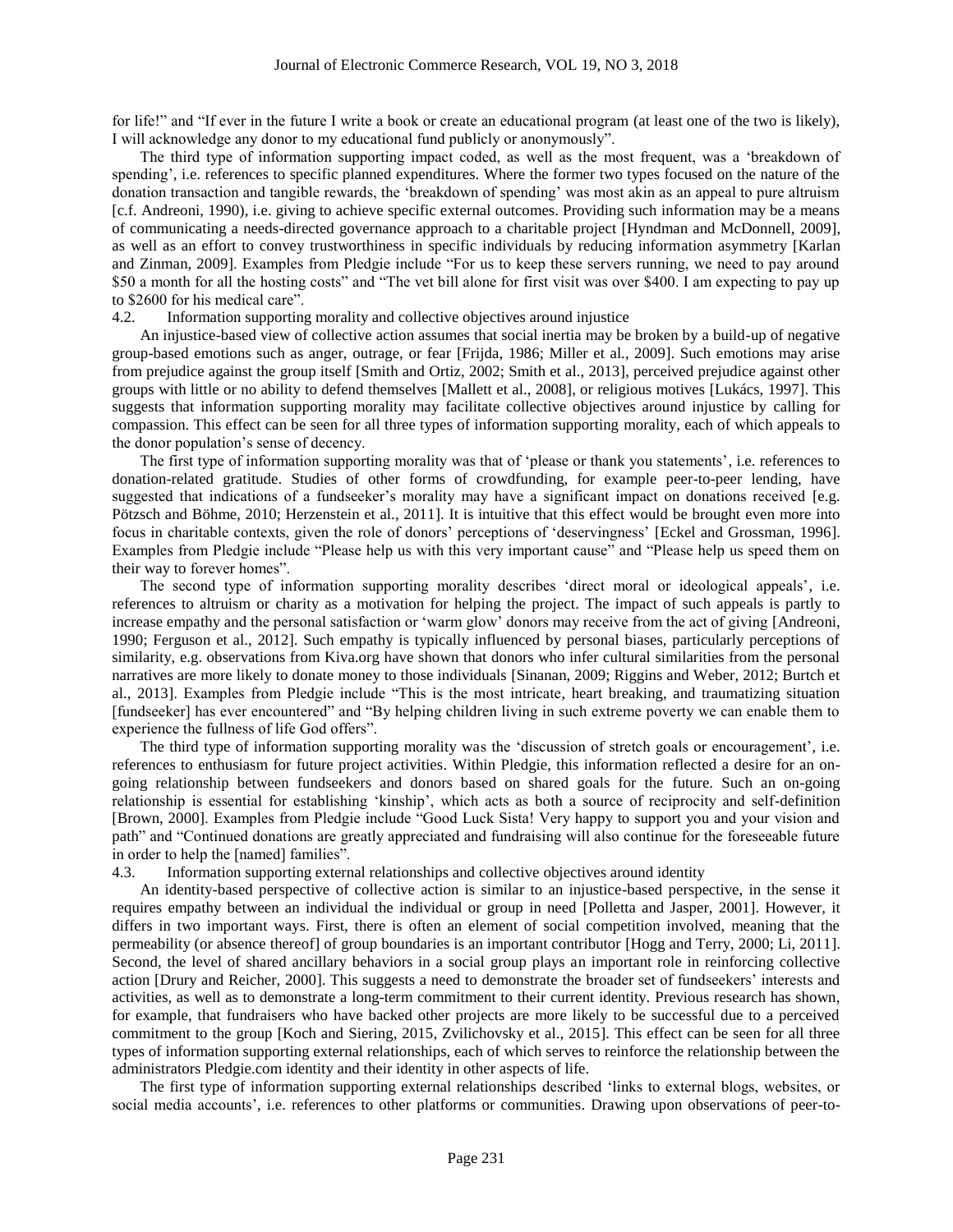for life!" and "If ever in the future I write a book or create an educational program (at least one of the two is likely), I will acknowledge any donor to my educational fund publicly or anonymously".

The third type of information supporting impact coded, as well as the most frequent, was a 'breakdown of spending', i.e. references to specific planned expenditures. Where the former two types focused on the nature of the donation transaction and tangible rewards, the 'breakdown of spending' was most akin as an appeal to pure altruism [c.f. Andreoni, 1990), i.e. giving to achieve specific external outcomes. Providing such information may be a means of communicating a needs-directed governance approach to a charitable project [Hyndman and McDonnell, 2009], as well as an effort to convey trustworthiness in specific individuals by reducing information asymmetry [Karlan and Zinman, 2009]. Examples from Pledgie include "For us to keep these servers running, we need to pay around $50 a month for all the hosting costs" and "The vet bill alone for first visit was over $400. I am expecting to pay up to $2600 for his medical care".

### 4.2. Information supporting morality and collective objectives around injustice

An injustice-based view of collective action assumes that social inertia may be broken by a build-up of negative group-based emotions such as anger, outrage, or fear [Frijda, 1986; Miller et al., 2009]. Such emotions may arise from prejudice against the group itself [Smith and Ortiz, 2002; Smith et al., 2013], perceived prejudice against other groups with little or no ability to defend themselves [Mallett et al., 2008], or religious motives [Lukács, 1997]. This suggests that information supporting morality may facilitate collective objectives around injustice by calling for compassion. This effect can be seen for all three types of information supporting morality, each of which appeals to the donor population's sense of decency.

The first type of information supporting morality was that of 'please or thank you statements', i.e. references to donation-related gratitude. Studies of other forms of crowdfunding, for example peer-to-peer lending, have suggested that indications of a fundseeker's morality may have a significant impact on donations received [e.g. Pötzsch and Böhme, 2010; Herzenstein et al., 2011]. It is intuitive that this effect would be brought even more into focus in charitable contexts, given the role of donors' perceptions of 'deservingness' [Eckel and Grossman, 1996]. Examples from Pledgie include "Please help us with this very important cause" and "Please help us speed them on their way to forever homes".

The second type of information supporting morality describes 'direct moral or ideological appeals', i.e. references to altruism or charity as a motivation for helping the project. The impact of such appeals is partly to increase empathy and the personal satisfaction or 'warm glow' donors may receive from the act of giving [Andreoni, 1990; Ferguson et al., 2012]. Such empathy is typically influenced by personal biases, particularly perceptions of similarity, e.g. observations from Kiva.org have shown that donors who infer cultural similarities from the personal narratives are more likely to donate money to those individuals [Sinanan, 2009; Riggins and Weber, 2012; Burtch et al., 2013]. Examples from Pledgie include "This is the most intricate, heart breaking, and traumatizing situation [fundseeker] has ever encountered" and "By helping children living in such extreme poverty we can enable them to experience the fullness of life God offers".

The third type of information supporting morality was the 'discussion of stretch goals or encouragement', i.e. references to enthusiasm for future project activities. Within Pledgie, this information reflected a desire for an on-going relationship between fundseekers and donors based on shared goals for the future. Such an on-going relationship is essential for establishing 'kinship', which acts as both a source of reciprocity and self-definition [Brown, 2000]. Examples from Pledgie include "Good Luck Sista! Very happy to support you and your vision and path" and "Continued donations are greatly appreciated and fundraising will also continue for the foreseeable future in order to help the [named] families".

### 4.3. Information supporting external relationships and collective objectives around identity

An identity-based perspective of collective action is similar to an injustice-based perspective, in the sense it requires empathy between an individual the individual or group in need [Polletta and Jasper, 2001]. However, it differs in two important ways. First, there is often an element of social competition involved, meaning that the permeability (or absence thereof] of group boundaries is an important contributor [Hogg and Terry, 2000; Li, 2011]. Second, the level of shared ancillary behaviors in a social group plays an important role in reinforcing collective action [Drury and Reicher, 2000]. This suggests a need to demonstrate the broader set of fundseekers' interests and activities, as well as to demonstrate a long-term commitment to their current identity. Previous research has shown, for example, that fundraisers who have backed other projects are more likely to be successful due to a perceived commitment to the group [Koch and Siering, 2015, Zvilichovsky et al., 2015]. This effect can be seen for all three types of information supporting external relationships, each of which serves to reinforce the relationship between the administrators Pledgie.com identity and their identity in other aspects of life.

The first type of information supporting external relationships described 'links to external blogs, websites, or social media accounts', i.e. references to other platforms or communities. Drawing upon observations of peer-to-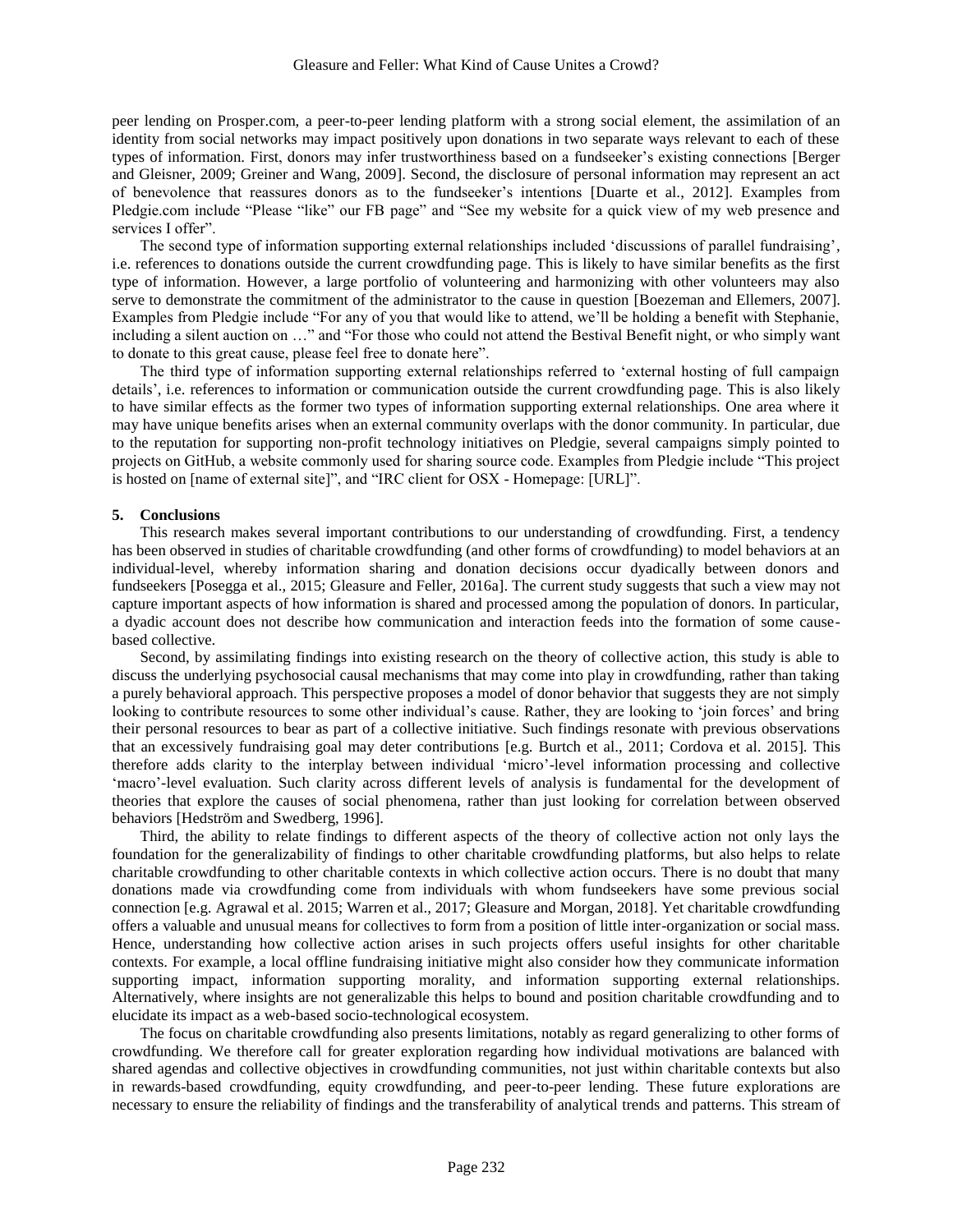peer lending on Prosper.com, a peer-to-peer lending platform with a strong social element, the assimilation of an identity from social networks may impact positively upon donations in two separate ways relevant to each of these types of information. First, donors may infer trustworthiness based on a fundseeker's existing connections [Berger and Gleisner, 2009; Greiner and Wang, 2009]. Second, the disclosure of personal information may represent an act of benevolence that reassures donors as to the fundseeker's intentions [Duarte et al., 2012]. Examples from Pledgie.com include "Please "like" our FB page" and "See my website for a quick view of my web presence and services I offer".

The second type of information supporting external relationships included 'discussions of parallel fundraising', i.e. references to donations outside the current crowdfunding page. This is likely to have similar benefits as the first type of information. However, a large portfolio of volunteering and harmonizing with other volunteers may also serve to demonstrate the commitment of the administrator to the cause in question [Boezeman and Ellemers, 2007]. Examples from Pledgie include "For any of you that would like to attend, we'll be holding a benefit with Stephanie, including a silent auction on …" and "For those who could not attend the Bestival Benefit night, or who simply want to donate to this great cause, please feel free to donate here".

The third type of information supporting external relationships referred to 'external hosting of full campaign details', i.e. references to information or communication outside the current crowdfunding page. This is also likely to have similar effects as the former two types of information supporting external relationships. One area where it may have unique benefits arises when an external community overlaps with the donor community. In particular, due to the reputation for supporting non-profit technology initiatives on Pledgie, several campaigns simply pointed to projects on GitHub, a website commonly used for sharing source code. Examples from Pledgie include "This project is hosted on [name of external site]", and "IRC client for OSX - Homepage: [URL]".

## 5. Conclusions

This research makes several important contributions to our understanding of crowdfunding. First, a tendency has been observed in studies of charitable crowdfunding (and other forms of crowdfunding) to model behaviors at an individual-level, whereby information sharing and donation decisions occur dyadically between donors and fundseekers [Posegga et al., 2015; Gleasure and Feller, 2016a]. The current study suggests that such a view may not capture important aspects of how information is shared and processed among the population of donors. In particular, a dyadic account does not describe how communication and interaction feeds into the formation of some cause-based collective.

Second, by assimilating findings into existing research on the theory of collective action, this study is able to discuss the underlying psychosocial causal mechanisms that may come into play in crowdfunding, rather than taking a purely behavioral approach. This perspective proposes a model of donor behavior that suggests they are not simply looking to contribute resources to some other individual's cause. Rather, they are looking to 'join forces' and bring their personal resources to bear as part of a collective initiative. Such findings resonate with previous observations that an excessively fundraising goal may deter contributions [e.g. Burtch et al., 2011; Cordova et al. 2015]. This therefore adds clarity to the interplay between individual 'micro'-level information processing and collective 'macro'-level evaluation. Such clarity across different levels of analysis is fundamental for the development of theories that explore the causes of social phenomena, rather than just looking for correlation between observed behaviors [Hedström and Swedberg, 1996].

Third, the ability to relate findings to different aspects of the theory of collective action not only lays the foundation for the generalizability of findings to other charitable crowdfunding platforms, but also helps to relate charitable crowdfunding to other charitable contexts in which collective action occurs. There is no doubt that many donations made via crowdfunding come from individuals with whom fundseekers have some previous social connection [e.g. Agrawal et al. 2015; Warren et al., 2017; Gleasure and Morgan, 2018]. Yet charitable crowdfunding offers a valuable and unusual means for collectives to form from a position of little inter-organization or social mass. Hence, understanding how collective action arises in such projects offers useful insights for other charitable contexts. For example, a local offline fundraising initiative might also consider how they communicate information supporting impact, information supporting morality, and information supporting external relationships. Alternatively, where insights are not generalizable this helps to bound and position charitable crowdfunding and to elucidate its impact as a web-based socio-technological ecosystem.

The focus on charitable crowdfunding also presents limitations, notably as regard generalizing to other forms of crowdfunding. We therefore call for greater exploration regarding how individual motivations are balanced with shared agendas and collective objectives in crowdfunding communities, not just within charitable contexts but also in rewards-based crowdfunding, equity crowdfunding, and peer-to-peer lending. These future explorations are necessary to ensure the reliability of findings and the transferability of analytical trends and patterns. This stream of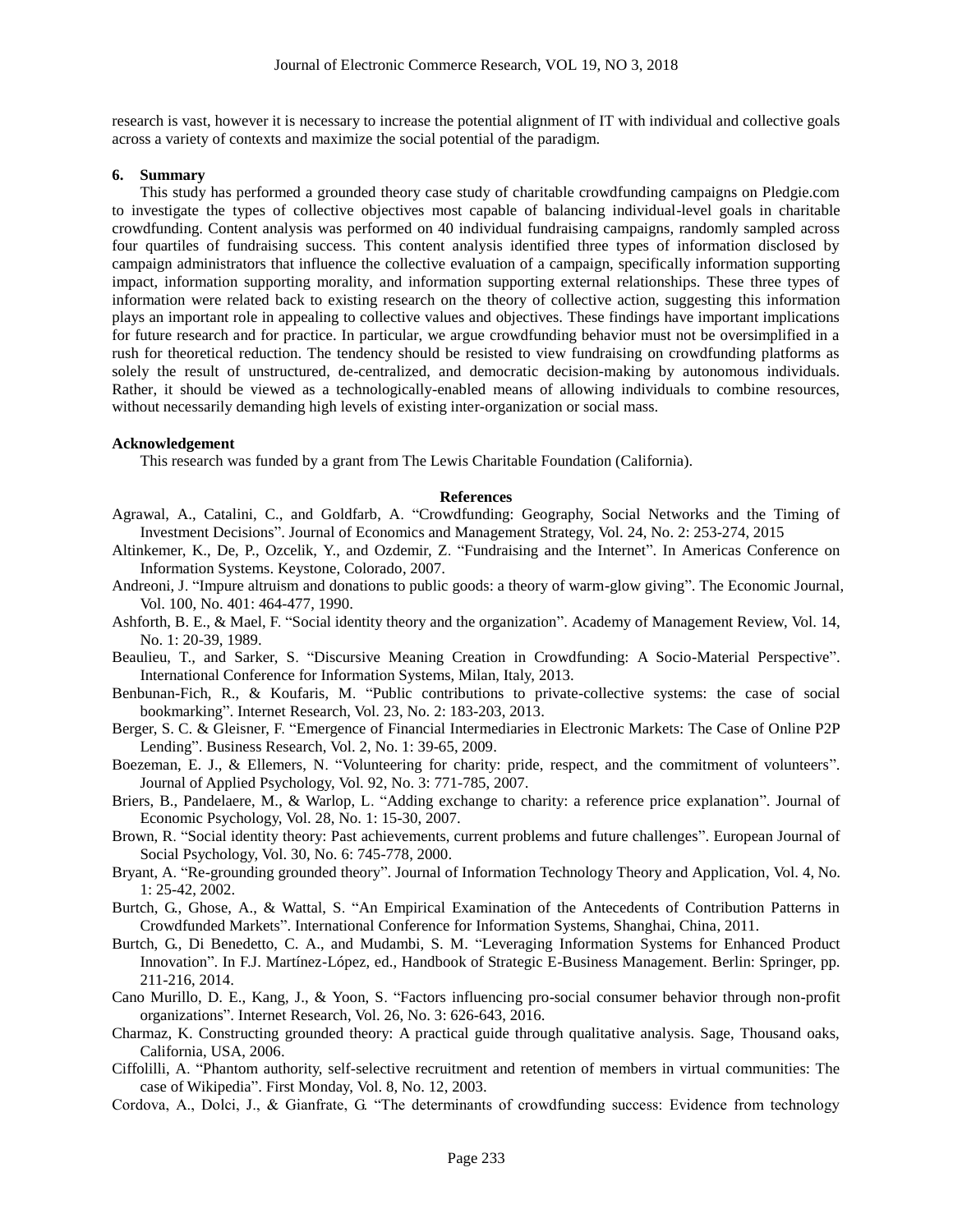research is vast, however it is necessary to increase the potential alignment of IT with individual and collective goals across a variety of contexts and maximize the social potential of the paradigm.

## 6. Summary

This study has performed a grounded theory case study of charitable crowdfunding campaigns on Pledgie.com to investigate the types of collective objectives most capable of balancing individual-level goals in charitable crowdfunding. Content analysis was performed on 40 individual fundraising campaigns, randomly sampled across four quartiles of fundraising success. This content analysis identified three types of information disclosed by campaign administrators that influence the collective evaluation of a campaign, specifically information supporting impact, information supporting morality, and information supporting external relationships. These three types of information were related back to existing research on the theory of collective action, suggesting this information plays an important role in appealing to collective values and objectives. These findings have important implications for future research and for practice. In particular, we argue crowdfunding behavior must not be oversimplified in a rush for theoretical reduction. The tendency should be resisted to view fundraising on crowdfunding platforms as solely the result of unstructured, de-centralized, and democratic decision-making by autonomous individuals. Rather, it should be viewed as a technologically-enabled means of allowing individuals to combine resources, without necessarily demanding high levels of existing inter-organization or social mass.

## Acknowledgement

This research was funded by a grant from The Lewis Charitable Foundation (California).

## References

Agrawal, A., Catalini, C., and Goldfarb, A. "Crowdfunding: Geography, Social Networks and the Timing of Investment Decisions". Journal of Economics and Management Strategy, Vol. 24, No. 2: 253-274, 2015

Altinkemer, K., De, P., Ozcelik, Y., and Ozdemir, Z. "Fundraising and the Internet". In Americas Conference on Information Systems. Keystone, Colorado, 2007.

Andreoni, J. "Impure altruism and donations to public goods: a theory of warm-glow giving". The Economic Journal, Vol. 100, No. 401: 464-477, 1990.

Ashforth, B. E., & Mael, F. "Social identity theory and the organization". Academy of Management Review, Vol. 14, No. 1: 20-39, 1989.

Beaulieu, T., and Sarker, S. "Discursive Meaning Creation in Crowdfunding: A Socio-Material Perspective". International Conference for Information Systems, Milan, Italy, 2013.

Benbunan-Fich, R., & Koufaris, M. "Public contributions to private-collective systems: the case of social bookmarking". Internet Research, Vol. 23, No. 2: 183-203, 2013.

Berger, S. C. & Gleisner, F. "Emergence of Financial Intermediaries in Electronic Markets: The Case of Online P2P Lending". Business Research, Vol. 2, No. 1: 39-65, 2009.

Boezeman, E. J., & Ellemers, N. "Volunteering for charity: pride, respect, and the commitment of volunteers". Journal of Applied Psychology, Vol. 92, No. 3: 771-785, 2007.

Briers, B., Pandelaere, M., & Warlop, L. "Adding exchange to charity: a reference price explanation". Journal of Economic Psychology, Vol. 28, No. 1: 15-30, 2007.

Brown, R. "Social identity theory: Past achievements, current problems and future challenges". European Journal of Social Psychology, Vol. 30, No. 6: 745-778, 2000.

Bryant, A. "Re-grounding grounded theory". Journal of Information Technology Theory and Application, Vol. 4, No. 1: 25-42, 2002.

Burtch, G., Ghose, A., & Wattal, S. "An Empirical Examination of the Antecedents of Contribution Patterns in Crowdfunded Markets". International Conference for Information Systems, Shanghai, China, 2011.

Burtch, G., Di Benedetto, C. A., and Mudambi, S. M. "Leveraging Information Systems for Enhanced Product Innovation". In F.J. Martínez-López, ed., Handbook of Strategic E-Business Management. Berlin: Springer, pp. 211-216, 2014.

Cano Murillo, D. E., Kang, J., & Yoon, S. "Factors influencing pro-social consumer behavior through non-profit organizations". Internet Research, Vol. 26, No. 3: 626-643, 2016.

Charmaz, K. Constructing grounded theory: A practical guide through qualitative analysis. Sage, Thousand oaks, California, USA, 2006.

Ciffolilli, A. "Phantom authority, self-selective recruitment and retention of members in virtual communities: The case of Wikipedia". First Monday, Vol. 8, No. 12, 2003.

Cordova, A., Dolci, J., & Gianfrate, G. "The determinants of crowdfunding success: Evidence from technology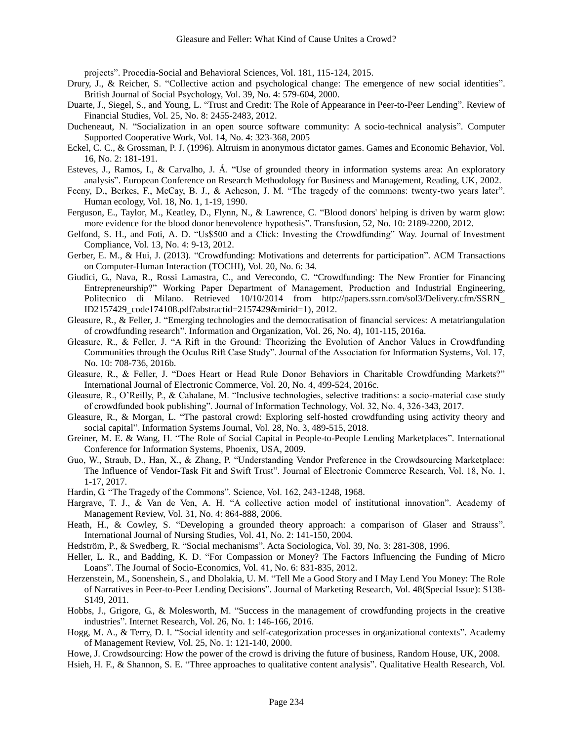projects". Procedia-Social and Behavioral Sciences, Vol. 181, 115-124, 2015.

Drury, J., & Reicher, S. "Collective action and psychological change: The emergence of new social identities". British Journal of Social Psychology, Vol. 39, No. 4: 579-604, 2000.

Duarte, J., Siegel, S., and Young, L. "Trust and Credit: The Role of Appearance in Peer-to-Peer Lending". Review of Financial Studies, Vol. 25, No. 8: 2455-2483, 2012.

Ducheneaut, N. "Socialization in an open source software community: A socio-technical analysis". Computer Supported Cooperative Work, Vol. 14, No. 4: 323-368, 2005

Eckel, C. C., & Grossman, P. J. (1996). Altruism in anonymous dictator games. Games and Economic Behavior, Vol. 16, No. 2: 181-191.

Esteves, J., Ramos, I., & Carvalho, J. Á. "Use of grounded theory in information systems area: An exploratory analysis". European Conference on Research Methodology for Business and Management, Reading, UK, 2002.

Feeny, D., Berkes, F., McCay, B. J., & Acheson, J. M. "The tragedy of the commons: twenty-two years later". Human ecology, Vol. 18, No. 1, 1-19, 1990.

Ferguson, E., Taylor, M., Keatley, D., Flynn, N., & Lawrence, C. "Blood donors' helping is driven by warm glow: more evidence for the blood donor benevolence hypothesis". Transfusion, 52, No. 10: 2189-2200, 2012.

Gelfond, S. H., and Foti, A. D. "Us$500 and a Click: Investing the Crowdfunding" Way. Journal of Investment Compliance, Vol. 13, No. 4: 9-13, 2012.

Gerber, E. M., & Hui, J. (2013). "Crowdfunding: Motivations and deterrents for participation". ACM Transactions on Computer-Human Interaction (TOCHI), Vol. 20, No. 6: 34.

Giudici, G., Nava, R., Rossi Lamastra, C., and Verecondo, C. "Crowdfunding: The New Frontier for Financing Entrepreneurship?" Working Paper Department of Management, Production and Industrial Engineering, Politecnico di Milano. Retrieved 10/10/2014 from http://papers.ssrn.com/sol3/Delivery.cfm/SSRN_ID2157429_code174108.pdf?abstractid=2157429&mirid=1), 2012.

Gleasure, R., & Feller, J. "Emerging technologies and the democratisation of financial services: A metatriangulation of crowdfunding research". Information and Organization, Vol. 26, No. 4), 101-115, 2016a.

Gleasure, R., & Feller, J. "A Rift in the Ground: Theorizing the Evolution of Anchor Values in Crowdfunding Communities through the Oculus Rift Case Study". Journal of the Association for Information Systems, Vol. 17, No. 10: 708-736, 2016b.

Gleasure, R., & Feller, J. "Does Heart or Head Rule Donor Behaviors in Charitable Crowdfunding Markets?" International Journal of Electronic Commerce, Vol. 20, No. 4, 499-524, 2016c.

Gleasure, R., O'Reilly, P., & Cahalane, M. "Inclusive technologies, selective traditions: a socio-material case study of crowdfunded book publishing". Journal of Information Technology, Vol. 32, No. 4, 326-343, 2017.

Gleasure, R., & Morgan, L. "The pastoral crowd: Exploring self-hosted crowdfunding using activity theory and social capital". Information Systems Journal, Vol. 28, No. 3, 489-515, 2018.

Greiner, M. E. & Wang, H. "The Role of Social Capital in People-to-People Lending Marketplaces". International Conference for Information Systems, Phoenix, USA, 2009.

Guo, W., Straub, D., Han, X., & Zhang, P. "Understanding Vendor Preference in the Crowdsourcing Marketplace: The Influence of Vendor-Task Fit and Swift Trust". Journal of Electronic Commerce Research, Vol. 18, No. 1, 1-17, 2017.

Hardin, G. "The Tragedy of the Commons". Science, Vol. 162, 243-1248, 1968.

Hargrave, T. J., & Van de Ven, A. H. "A collective action model of institutional innovation". Academy of Management Review, Vol. 31, No. 4: 864-888, 2006.

Heath, H., & Cowley, S. "Developing a grounded theory approach: a comparison of Glaser and Strauss". International Journal of Nursing Studies, Vol. 41, No. 2: 141-150, 2004.

Hedström, P., & Swedberg, R. "Social mechanisms". Acta Sociologica, Vol. 39, No. 3: 281-308, 1996.

Heller, L. R., and Badding, K. D. "For Compassion or Money? The Factors Influencing the Funding of Micro Loans". The Journal of Socio-Economics, Vol. 41, No. 6: 831-835, 2012.

Herzenstein, M., Sonenshein, S., and Dholakia, U. M. "Tell Me a Good Story and I May Lend You Money: The Role of Narratives in Peer-to-Peer Lending Decisions". Journal of Marketing Research, Vol. 48(Special Issue): S138-S149, 2011.

Hobbs, J., Grigore, G., & Molesworth, M. "Success in the management of crowdfunding projects in the creative industries". Internet Research, Vol. 26, No. 1: 146-166, 2016.

Hogg, M. A., & Terry, D. I. "Social identity and self-categorization processes in organizational contexts". Academy of Management Review, Vol. 25, No. 1: 121-140, 2000.

Howe, J. Crowdsourcing: How the power of the crowd is driving the future of business, Random House, UK, 2008.

Hsieh, H. F., & Shannon, S. E. "Three approaches to qualitative content analysis". Qualitative Health Research, Vol.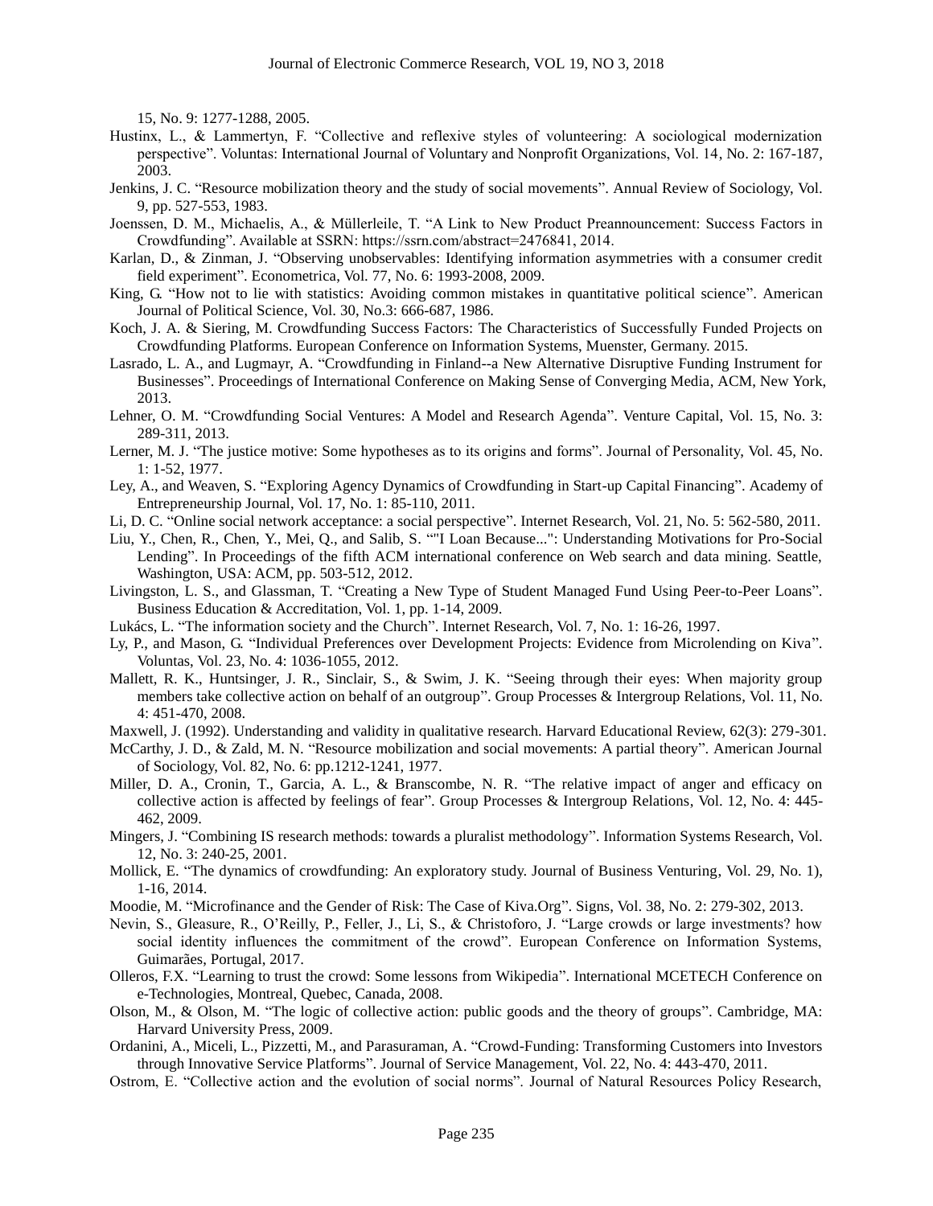15, No. 9: 1277-1288, 2005.

Hustinx, L., & Lammertyn, F. "Collective and reflexive styles of volunteering: A sociological modernization perspective". Voluntas: International Journal of Voluntary and Nonprofit Organizations, Vol. 14, No. 2: 167-187, 2003.

Jenkins, J. C. "Resource mobilization theory and the study of social movements". Annual Review of Sociology, Vol. 9, pp. 527-553, 1983.

Joenssen, D. M., Michaelis, A., & Müllerleile, T. "A Link to New Product Preannouncement: Success Factors in Crowdfunding". Available at SSRN: https://ssrn.com/abstract=2476841, 2014.

Karlan, D., & Zinman, J. "Observing unobservables: Identifying information asymmetries with a consumer credit field experiment". Econometrica, Vol. 77, No. 6: 1993-2008, 2009.

King, G. "How not to lie with statistics: Avoiding common mistakes in quantitative political science". American Journal of Political Science, Vol. 30, No.3: 666-687, 1986.

Koch, J. A. & Siering, M. Crowdfunding Success Factors: The Characteristics of Successfully Funded Projects on Crowdfunding Platforms. European Conference on Information Systems, Muenster, Germany. 2015.

Lasrado, L. A., and Lugmayr, A. "Crowdfunding in Finland--a New Alternative Disruptive Funding Instrument for Businesses". Proceedings of International Conference on Making Sense of Converging Media, ACM, New York, 2013.

Lehner, O. M. "Crowdfunding Social Ventures: A Model and Research Agenda". Venture Capital, Vol. 15, No. 3: 289-311, 2013.

Lerner, M. J. "The justice motive: Some hypotheses as to its origins and forms". Journal of Personality, Vol. 45, No. 1: 1-52, 1977.

Ley, A., and Weaven, S. "Exploring Agency Dynamics of Crowdfunding in Start-up Capital Financing". Academy of Entrepreneurship Journal, Vol. 17, No. 1: 85-110, 2011.

Li, D. C. "Online social network acceptance: a social perspective". Internet Research, Vol. 21, No. 5: 562-580, 2011.

Liu, Y., Chen, R., Chen, Y., Mei, Q., and Salib, S. ""I Loan Because...": Understanding Motivations for Pro-Social Lending". In Proceedings of the fifth ACM international conference on Web search and data mining. Seattle, Washington, USA: ACM, pp. 503-512, 2012.

Livingston, L. S., and Glassman, T. "Creating a New Type of Student Managed Fund Using Peer-to-Peer Loans". Business Education & Accreditation, Vol. 1, pp. 1-14, 2009.

Lukács, L. "The information society and the Church". Internet Research, Vol. 7, No. 1: 16-26, 1997.

Ly, P., and Mason, G. "Individual Preferences over Development Projects: Evidence from Microlending on Kiva". Voluntas, Vol. 23, No. 4: 1036-1055, 2012.

Mallett, R. K., Huntsinger, J. R., Sinclair, S., & Swim, J. K. "Seeing through their eyes: When majority group members take collective action on behalf of an outgroup". Group Processes & Intergroup Relations, Vol. 11, No. 4: 451-470, 2008.

Maxwell, J. (1992). Understanding and validity in qualitative research. Harvard Educational Review, 62(3): 279-301.

McCarthy, J. D., & Zald, M. N. "Resource mobilization and social movements: A partial theory". American Journal of Sociology, Vol. 82, No. 6: pp.1212-1241, 1977.

Miller, D. A., Cronin, T., Garcia, A. L., & Branscombe, N. R. "The relative impact of anger and efficacy on collective action is affected by feelings of fear". Group Processes & Intergroup Relations, Vol. 12, No. 4: 445-462, 2009.

Mingers, J. "Combining IS research methods: towards a pluralist methodology". Information Systems Research, Vol. 12, No. 3: 240-25, 2001.

Mollick, E. "The dynamics of crowdfunding: An exploratory study. Journal of Business Venturing, Vol. 29, No. 1), 1-16, 2014.

Moodie, M. "Microfinance and the Gender of Risk: The Case of Kiva.Org". Signs, Vol. 38, No. 2: 279-302, 2013.

Nevin, S., Gleasure, R., O'Reilly, P., Feller, J., Li, S., & Christoforo, J. "Large crowds or large investments? how social identity influences the commitment of the crowd". European Conference on Information Systems, Guimarães, Portugal, 2017.

Olleros, F.X. "Learning to trust the crowd: Some lessons from Wikipedia". International MCETECH Conference on e-Technologies, Montreal, Quebec, Canada, 2008.

Olson, M., & Olson, M. "The logic of collective action: public goods and the theory of groups". Cambridge, MA: Harvard University Press, 2009.

Ordanini, A., Miceli, L., Pizzetti, M., and Parasuraman, A. "Crowd-Funding: Transforming Customers into Investors through Innovative Service Platforms". Journal of Service Management, Vol. 22, No. 4: 443-470, 2011.

Ostrom, E. "Collective action and the evolution of social norms". Journal of Natural Resources Policy Research,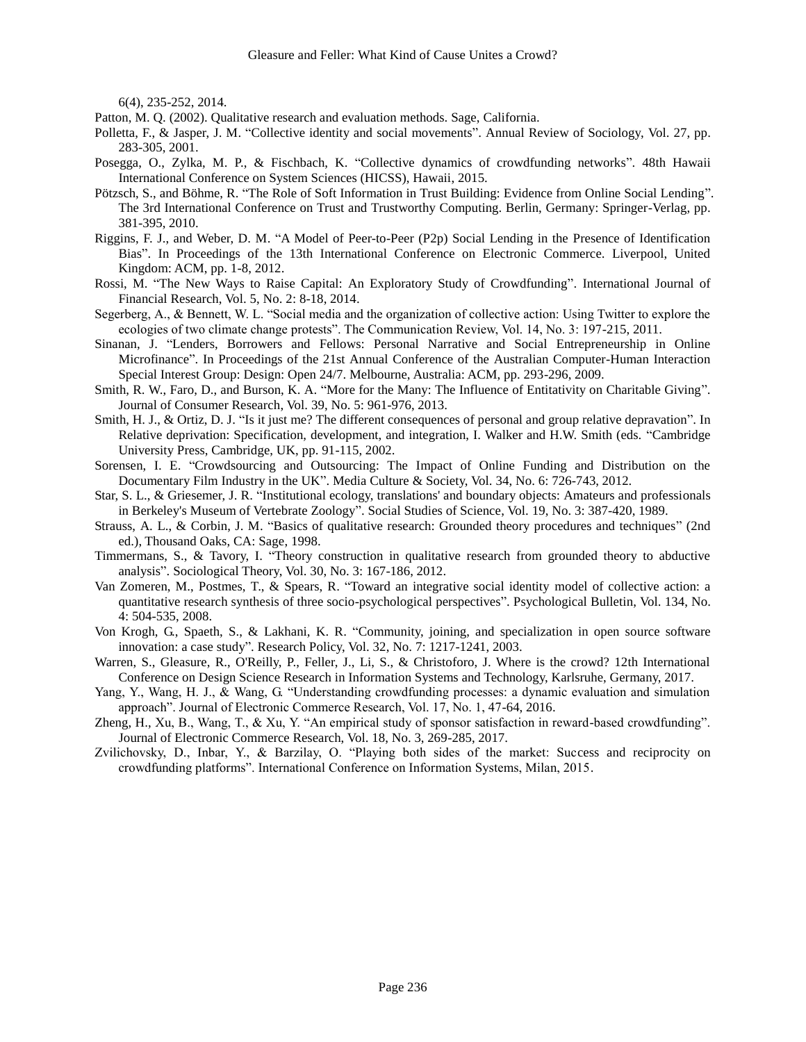6(4), 235-252, 2014.

Patton, M. Q. (2002). Qualitative research and evaluation methods. Sage, California.

Polletta, F., & Jasper, J. M. "Collective identity and social movements". Annual Review of Sociology, Vol. 27, pp. 283-305, 2001.

Posegga, O., Zylka, M. P., & Fischbach, K. "Collective dynamics of crowdfunding networks". 48th Hawaii International Conference on System Sciences (HICSS), Hawaii, 2015.

Pötzsch, S., and Böhme, R. "The Role of Soft Information in Trust Building: Evidence from Online Social Lending". The 3rd International Conference on Trust and Trustworthy Computing. Berlin, Germany: Springer-Verlag, pp. 381-395, 2010.

Riggins, F. J., and Weber, D. M. "A Model of Peer-to-Peer (P2p) Social Lending in the Presence of Identification Bias". In Proceedings of the 13th International Conference on Electronic Commerce. Liverpool, United Kingdom: ACM, pp. 1-8, 2012.

Rossi, M. "The New Ways to Raise Capital: An Exploratory Study of Crowdfunding". International Journal of Financial Research, Vol. 5, No. 2: 8-18, 2014.

Segerberg, A., & Bennett, W. L. "Social media and the organization of collective action: Using Twitter to explore the ecologies of two climate change protests". The Communication Review, Vol. 14, No. 3: 197-215, 2011.

Sinanan, J. "Lenders, Borrowers and Fellows: Personal Narrative and Social Entrepreneurship in Online Microfinance". In Proceedings of the 21st Annual Conference of the Australian Computer-Human Interaction Special Interest Group: Design: Open 24/7. Melbourne, Australia: ACM, pp. 293-296, 2009.

Smith, R. W., Faro, D., and Burson, K. A. "More for the Many: The Influence of Entitativity on Charitable Giving". Journal of Consumer Research, Vol. 39, No. 5: 961-976, 2013.

Smith, H. J., & Ortiz, D. J. "Is it just me? The different consequences of personal and group relative depravation". In Relative deprivation: Specification, development, and integration, I. Walker and H.W. Smith (eds. "Cambridge University Press, Cambridge, UK, pp. 91-115, 2002.

Sorensen, I. E. "Crowdsourcing and Outsourcing: The Impact of Online Funding and Distribution on the Documentary Film Industry in the UK". Media Culture & Society, Vol. 34, No. 6: 726-743, 2012.

Star, S. L., & Griesemer, J. R. "Institutional ecology, translations' and boundary objects: Amateurs and professionals in Berkeley's Museum of Vertebrate Zoology". Social Studies of Science, Vol. 19, No. 3: 387-420, 1989.

Strauss, A. L., & Corbin, J. M. "Basics of qualitative research: Grounded theory procedures and techniques" (2nd ed.), Thousand Oaks, CA: Sage, 1998.

Timmermans, S., & Tavory, I. "Theory construction in qualitative research from grounded theory to abductive analysis". Sociological Theory, Vol. 30, No. 3: 167-186, 2012.

Van Zomeren, M., Postmes, T., & Spears, R. "Toward an integrative social identity model of collective action: a quantitative research synthesis of three socio-psychological perspectives". Psychological Bulletin, Vol. 134, No. 4: 504-535, 2008.

Von Krogh, G., Spaeth, S., & Lakhani, K. R. "Community, joining, and specialization in open source software innovation: a case study". Research Policy, Vol. 32, No. 7: 1217-1241, 2003.

Warren, S., Gleasure, R., O'Reilly, P., Feller, J., Li, S., & Christoforo, J. Where is the crowd? 12th International Conference on Design Science Research in Information Systems and Technology, Karlsruhe, Germany, 2017.

Yang, Y., Wang, H. J., & Wang, G. "Understanding crowdfunding processes: a dynamic evaluation and simulation approach". Journal of Electronic Commerce Research, Vol. 17, No. 1, 47-64, 2016.

Zheng, H., Xu, B., Wang, T., & Xu, Y. "An empirical study of sponsor satisfaction in reward-based crowdfunding". Journal of Electronic Commerce Research, Vol. 18, No. 3, 269-285, 2017.

Zvilichovsky, D., Inbar, Y., & Barzilay, O. "Playing both sides of the market: Success and reciprocity on crowdfunding platforms". International Conference on Information Systems, Milan, 2015.